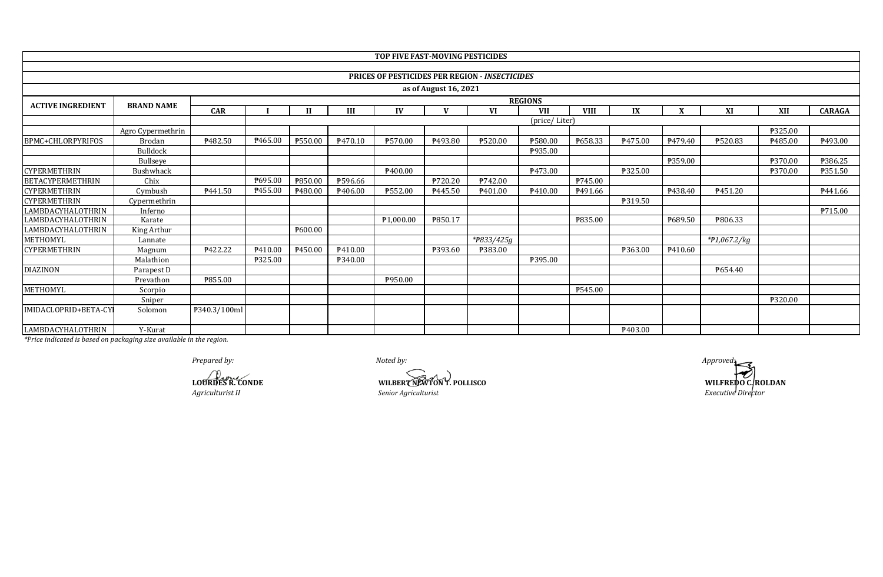**TOP FIVE FAST-MOVING PESTICIDES**

**PRICES OF PESTICIDES PER REGION - *INSECTICIDES***

**as of August 16, 2021**

| ACTIVE INGREDIENT | BRAND NAME | REGIONS | | | | | | | | | | | | | | |
|---|---|---|---|---|---|---|---|---|---|---|---|---|---|---|---|---|
| | | CAR | I | II | III | IV | V | VI | VII | VIII | IX | X | XI | XII | CARAGA |
| | | | (price/ Liter) | | | | | | | | | | | | |
| | Agro Cypermethrin | | | | | | | | | | | | | ₱325.00 | |
| BPMC+CHLORPYRIFOS | Brodan | ₱482.50 | ₱465.00 | ₱550.00 | ₱470.10 | ₱570.00 | ₱493.80 | ₱520.00 | ₱580.00 | ₱658.33 | ₱475.00 | ₱479.40 | ₱520.83 | ₱485.00 | ₱493.00 |
| | Bulldock | | | | | | | | ₱935.00 | | | | | | |
| | Bullseye | | | | | | | | | | | ₱359.00 | | ₱370.00 | ₱386.25 |
| CYPERMETHRIN | Bushwhack | | | | | ₱400.00 | | | ₱473.00 | | ₱325.00 | | | ₱370.00 | ₱351.50 |
| BETACYPERMETHRIN | Chix | | ₱695.00 | ₱850.00 | ₱596.66 | | ₱720.20 | ₱742.00 | | ₱745.00 | | | | | |
| CYPERMETHRIN | Cymbush | ₱441.50 | ₱455.00 | ₱480.00 | ₱406.00 | ₱552.00 | ₱445.50 | ₱401.00 | ₱410.00 | ₱491.66 | | ₱438.40 | ₱451.20 | | ₱441.66 |
| CYPERMETHRIN | Cypermethrin | | | | | | | | | | ₱319.50 | | | | |
| LAMBDACYHALOTHRIN | Inferno | | | | | | | | | | | | | | ₱715.00 |
| LAMBDACYHALOTHRIN | Karate | | | | | ₱1,000.00 | ₱850.17 | | | ₱835.00 | | ₱689.50 | ₱806.33 | | |
| LAMBDACYHALOTHRIN | King Arthur | | | ₱600.00 | | | | | | | | | | | |
| METHOMYL | Lannate | | | | | | | *₱833/425g* | | | | | *₱1,067.2/kg* | | |
| CYPERMETHRIN | Magnum | ₱422.22 | ₱410.00 | ₱450.00 | ₱410.00 | | ₱393.60 | ₱383.00 | | | ₱363.00 | ₱410.60 | | | |
| | Malathion | | ₱325.00 | | ₱340.00 | | | | ₱395.00 | | | | | | |
| DIAZINON | Parapest D | | | | | | | | | | | | ₱654.40 | | |
| | Prevathon | ₱855.00 | | | | ₱950.00 | | | | | | | | | |
| METHOMYL | Scorpio | | | | | | | | | ₱545.00 | | | | | |
| | Sniper | | | | | | | | | | | | | ₱320.00 | |
| IMIDACLOPRID+BETA-CYI | Solomon | ₱340.3/100ml | | | | | | | | | | | | | |
| LAMBDACYHALOTHRIN | Y-Kurat | | | | | | | | | | ₱403.00 | | | | |

*\*Price indicated is based on packaging size available in the region.*

*Prepared by:*

**LOURDES R. CONDE**
*Agriculturist II*

*Noted by:*

**WILBERT NEWTON T. POLLISCO**
*Senior Agriculturist*

*Approved:*

**WILFREDO C. ROLDAN**
*Executive Director*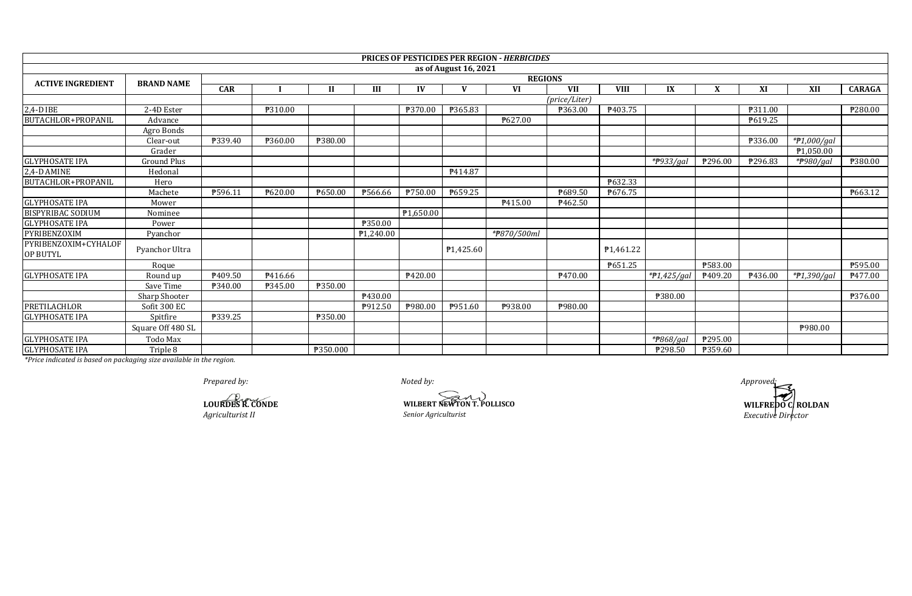**PRICES OF PESTICIDES PER REGION - *HERBICIDES***

**as of August 16, 2021**

| ACTIVE INGREDIENT | BRAND NAME | REGIONS | | | | | | | | | | | | | | |
|---|---|---|---|---|---|---|---|---|---|---|---|---|---|---|---|---|
| | | CAR | I | II | III | IV | V | VI | VII | VIII | IX | X | XI | XII | CARAGA |
| | | | | | | | | | *(price/Liter)* | | | | | | |
| 2,4-D IBE | 2-4D Ester | | ₱310.00 | | | ₱370.00 | ₱365.83 | | ₱363.00 | ₱403.75 | | | ₱311.00 | | ₱280.00 |
| BUTACHLOR+PROPANIL | Advance | | | | | | | ₱627.00 | | | | | ₱619.25 | | |
| | Agro Bonds | | | | | | | | | | | | | | |
| | Clear-out | ₱339.40 | ₱360.00 | ₱380.00 | | | | | | | | | ₱336.00 | *₱1,000/gal* | |
| | Grader | | | | | | | | | | | | | ₱1,050.00 | |
| GLYPHOSATE IPA | Ground Plus | | | | | | | | | | *₱933/gal* | ₱296.00 | ₱296.83 | *₱980/gal* | ₱380.00 |
| 2,4-D AMINE | Hedonal | | | | | | ₱414.87 | | | | | | | | |
| BUTACHLOR+PROPANIL | Hero | | | | | | | | | ₱632.33 | | | | | |
| | Machete | ₱596.11 | ₱620.00 | ₱650.00 | ₱566.66 | ₱750.00 | ₱659.25 | | ₱689.50 | ₱676.75 | | | | | ₱663.12 |
| GLYPHOSATE IPA | Mower | | | | | | | ₱415.00 | ₱462.50 | | | | | | |
| BISPYRIBAC SODIUM | Nominee | | | | | ₱1,650.00 | | | | | | | | | |
| GLYPHOSATE IPA | Power | | | | ₱350.00 | | | | | | | | | | |
| PYRIBENZOXIM | Pyanchor | | | | ₱1,240.00 | | | *₱870/500ml* | | | | | | | |
| PYRIBENZOXIM+CYHALOFOP BUTYL | Pyanchor Ultra | | | | | | ₱1,425.60 | | | ₱1,461.22 | | | | | |
| | Roque | | | | | | | | | ₱651.25 | | ₱583.00 | | | ₱595.00 |
| GLYPHOSATE IPA | Round up | ₱409.50 | ₱416.66 | | | ₱420.00 | | | ₱470.00 | | *₱1,425/gal* | ₱409.20 | ₱436.00 | *₱1,390/gal* | ₱477.00 |
| | Save Time | ₱340.00 | ₱345.00 | ₱350.00 | | | | | | | | | | | |
| | Sharp Shooter | | | | ₱430.00 | | | | | | ₱380.00 | | | | ₱376.00 |
| PRETILACHLOR | Sofit 300 EC | | | | ₱912.50 | ₱980.00 | ₱951.60 | ₱938.00 | ₱980.00 | | | | | | |
| GLYPHOSATE IPA | Spitfire | ₱339.25 | | ₱350.00 | | | | | | | | | | | |
| | Square Off 480 SL | | | | | | | | | | | | | ₱980.00 | |
| GLYPHOSATE IPA | Todo Max | | | | | | | | | | *₱868/gal* | ₱295.00 | | | |
| GLYPHOSATE IPA | Triple 8 | | | ₱350.000 | | | | | | | ₱298.50 | ₱359.60 | | | |

*\*Price indicated is based on packaging size available in the region.*

*Prepared by:*

**LOURDES R. CONDE**
*Agriculturist II*

*Noted by:*

**WILBERT NEWTON T. POLLISCO**
*Senior Agriculturist*

*Approved:*

**WILFREDO C. ROLDAN**
*Executive Director*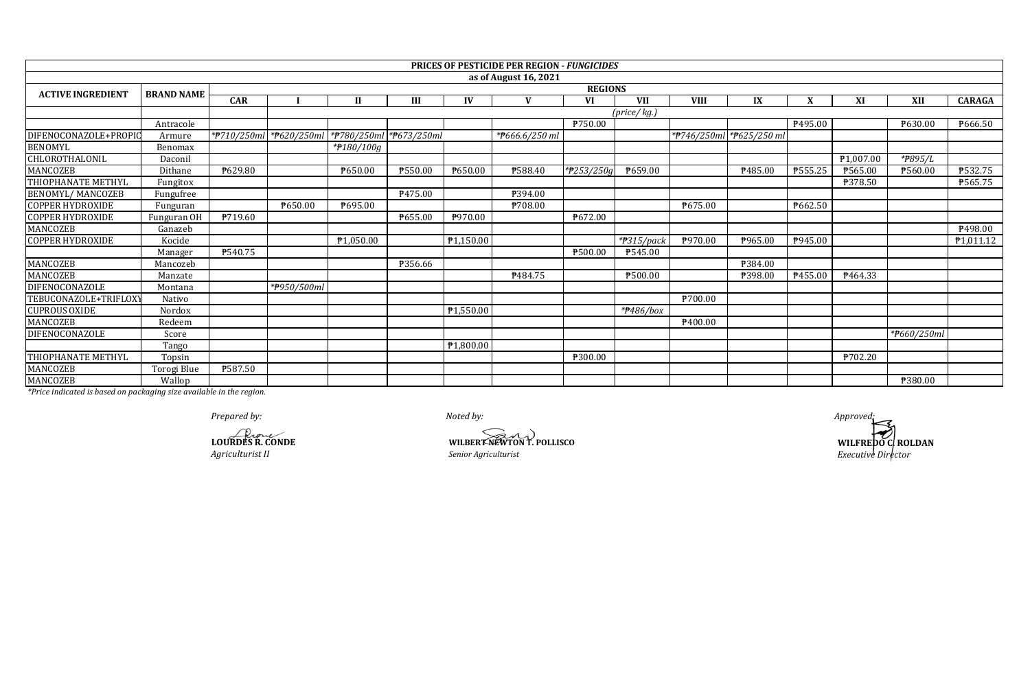**PRICES OF PESTICIDE PER REGION - *FUNGICIDES***

**as of August 16, 2021**

| ACTIVE INGREDIENT | BRAND NAME | REGIONS | | | | | | | | | | | | | |
|---|---|---|---|---|---|---|---|---|---|---|---|---|---|---|---|
| | | CAR | I | II | III | IV | V | VI | VII | VIII | IX | X | XI | XII | CARAGA |
| | | (price/ kg.) | | | | | | | | | | | | | |
| | Antracole | | | | | | | ₱750.00 | | | | ₱495.00 | | ₱630.00 | ₱666.50 |
| DIFENOCONAZOLE+PROPIC | Armure | *₱710/250ml | *₱620/250ml | *₱780/250ml | *₱673/250ml | | *₱666.6/250 ml | | | *₱746/250ml | *₱625/250 ml | | | | |
| BENOMYL | Benomax | | | *₱180/100g | | | | | | | | | | | |
| CHLOROTHALONIL | Daconil | | | | | | | | | | | | ₱1,007.00 | *₱895/L | |
| MANCOZEB | Dithane | ₱629.80 | | ₱650.00 | ₱550.00 | ₱650.00 | ₱588.40 | *₱253/250g | ₱659.00 | | ₱485.00 | ₱555.25 | ₱565.00 | ₱560.00 | ₱532.75 |
| THIOPHANATE METHYL | Fungitox | | | | | | | | | | | | ₱378.50 | | ₱565.75 |
| BENOMYL/ MANCOZEB | Fungufree | | | | ₱475.00 | | ₱394.00 | | | | | | | | |
| COPPER HYDROXIDE | Funguran | | ₱650.00 | ₱695.00 | | | ₱708.00 | | | ₱675.00 | | ₱662.50 | | | |
| COPPER HYDROXIDE | Funguran OH | ₱719.60 | | | ₱655.00 | ₱970.00 | | ₱672.00 | | | | | | | |
| MANCOZEB | Ganazeb | | | | | | | | | | | | | | ₱498.00 |
| COPPER HYDROXIDE | Kocide | | | ₱1,050.00 | | ₱1,150.00 | | | *₱315/pack | ₱970.00 | ₱965.00 | ₱945.00 | | | ₱1,011.12 |
| | Manager | ₱540.75 | | | | | | ₱500.00 | ₱545.00 | | | | | | |
| MANCOZEB | Mancozeb | | | | ₱356.66 | | | | | | ₱384.00 | | | | |
| MANCOZEB | Manzate | | | | | | ₱484.75 | | ₱500.00 | | ₱398.00 | ₱455.00 | ₱464.33 | | |
| DIFENOCONAZOLE | Montana | | *₱950/500ml | | | | | | | | | | | | |
| TEBUCONAZOLE+TRIFLOXY | Nativo | | | | | | | | | ₱700.00 | | | | | |
| CUPROUS OXIDE | Nordox | | | | | ₱1,550.00 | | | *₱486/box | | | | | | |
| MANCOZEB | Redeem | | | | | | | | | ₱400.00 | | | | | |
| DIFENOCONAZOLE | Score | | | | | | | | | | | | | *₱660/250ml | |
| | Tango | | | | | ₱1,800.00 | | | | | | | | | |
| THIOPHANATE METHYL | Topsin | | | | | | | ₱300.00 | | | | | ₱702.20 | | |
| MANCOZEB | Torogi Blue | ₱587.50 | | | | | | | | | | | | | |
| MANCOZEB | Wallop | | | | | | | | | | | | | ₱380.00 | |

*\*Price indicated is based on packaging size available in the region.*

*Prepared by:*

**LOURDES R. CONDE**
*Agriculturist II*

*Noted by:*

**WILBERT NEWTON T. POLLISCO**
*Senior Agriculturist*

*Approved:*

**WILFREDO C. ROLDAN**
*Executive Director*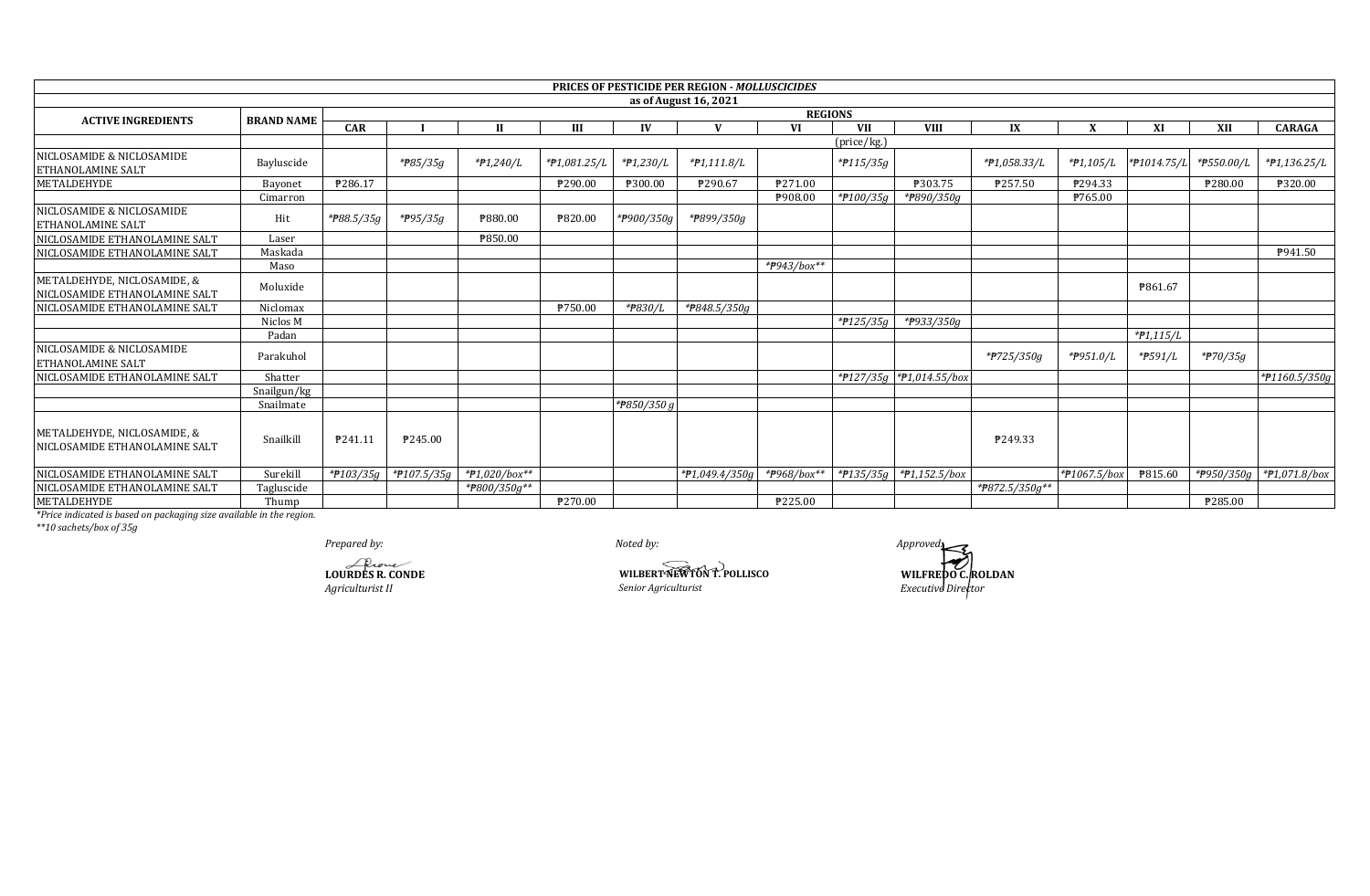| PRICES OF PESTICIDE PER REGION - *MOLLUSCICIDES* | | | | | | | | | | | | | | | | |
|---|---|---|---|---|---|---|---|---|---|---|---|---|---|---|---|---|
| as of August 16, 2021 | | | | | | | | | | | | | | | | |
| ACTIVE INGREDIENTS | BRAND NAME | REGIONS | | | | | | | | | | | | | | |
| | | CAR | I | II | III | IV | V | VI | VII | VIII | IX | X | XI | XII | CARAGA |
| | | (price/kg.) | | | | | | | | | | | | | |
| NICLOSAMIDE & NICLOSAMIDE ETHANOLAMINE SALT | Bayluscide | | *₱85/35g* | *₱1,240/L* | *₱1,081.25/L* | *₱1,230/L* | *₱1,111.8/L* | | *₱115/35g* | | *₱1,058.33/L* | *₱1,105/L* | *₱1014.75/L* | *₱550.00/L* | *₱1,136.25/L* |
| METALDEHYDE | Bayonet | ₱286.17 | | | ₱290.00 | ₱300.00 | ₱290.67 | ₱271.00 | | ₱303.75 | ₱257.50 | ₱294.33 | | ₱280.00 | ₱320.00 |
| | Cimarron | | | | | | | ₱908.00 | *₱100/35g* | *₱890/350g* | | ₱765.00 | | | |
| NICLOSAMIDE & NICLOSAMIDE ETHANOLAMINE SALT | Hit | *₱88.5/35g* | *₱95/35g* | ₱880.00 | ₱820.00 | *₱900/350g* | *₱899/350g* | | | | | | | | |
| NICLOSAMIDE ETHANOLAMINE SALT | Laser | | | ₱850.00 | | | | | | | | | | | |
| NICLOSAMIDE ETHANOLAMINE SALT | Maskada | | | | | | | | | | | | | | ₱941.50 |
| | Maso | | | | | | | *₱943/box*** | | | | | | | |
| METALDEHYDE, NICLOSAMIDE, & NICLOSAMIDE ETHANOLAMINE SALT | Moluxide | | | | | | | | | | | | ₱861.67 | | |
| NICLOSAMIDE ETHANOLAMINE SALT | Niclomax | | | | ₱750.00 | *₱830/L* | *₱848.5/350g* | | | | | | | | |
| | Niclos M | | | | | | | | *₱125/35g* | *₱933/350g* | | | | | |
| | Padan | | | | | | | | | | | | *₱1,115/L* | | |
| NICLOSAMIDE & NICLOSAMIDE ETHANOLAMINE SALT | Parakuhol | | | | | | | | | | *₱725/350g* | *₱951.0/L* | *₱591/L* | *₱70/35g* | |
| NICLOSAMIDE ETHANOLAMINE SALT | Shatter | | | | | | | | *₱127/35g* | *₱1,014.55/box* | | | | | *₱1160.5/350g* |
| | Snailgun/kg | | | | | | | | | | | | | | |
| | Snailmate | | | | | *₱850/350 g* | | | | | | | | | |
| METALDEHYDE, NICLOSAMIDE, & NICLOSAMIDE ETHANOLAMINE SALT | Snailkill | ₱241.11 | ₱245.00 | | | | | | | | ₱249.33 | | | | |
| NICLOSAMIDE ETHANOLAMINE SALT | Surekill | *₱103/35g* | *₱107.5/35g* | *₱1,020/box*** | | | *₱1,049.4/350g* | *₱968/box*** | *₱135/35g* | *₱1,152.5/box* | | *₱1067.5/box* | ₱815.60 | *₱950/350g* | *₱1,071.8/box* |
| NICLOSAMIDE ETHANOLAMINE SALT | Tagluscide | | | *₱800/350g*** | | | | | | | *₱872.5/350g*** | | | | |
| METALDEHYDE | Thump | | | | ₱270.00 | | | ₱225.00 | | | | | | ₱285.00 | |

*Price indicated is based on packaging size available in the region.
**10 sachets/box of 35g

*Prepared by:*
**LOURDES R. CONDE**
*Agriculturist II*

*Noted by:*
**WILBERT NEWTON T. POLLISCO**
*Senior Agriculturist*

*Approved:*
**WILFREDO C. ROLDAN**
*Executive Director*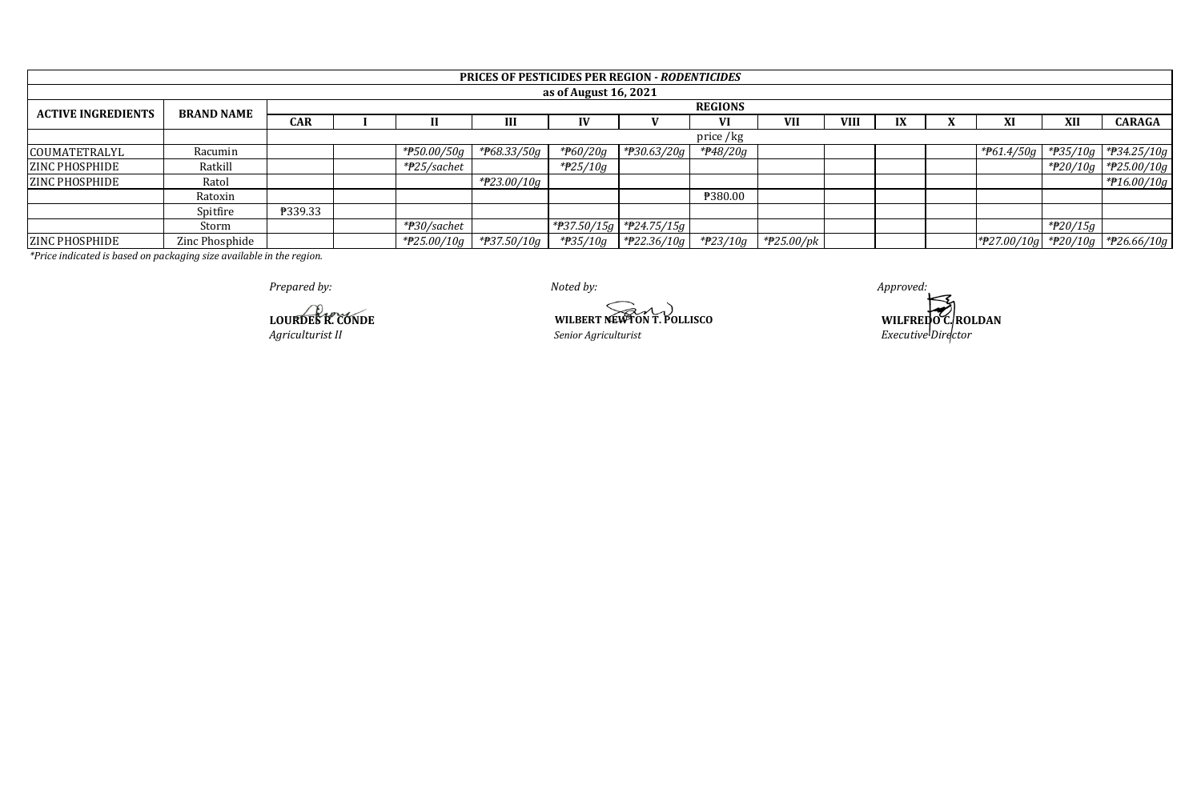| PRICES OF PESTICIDES PER REGION - *RODENTICIDES* | | | | | | | | | | | | | | | |
|---|---|---|---|---|---|---|---|---|---|---|---|---|---|---|---|
| as of August 16, 2021 | | | | | | | | | | | | | | | |
| **ACTIVE INGREDIENTS** | **BRAND NAME** | **REGIONS** | | | | | | | | | | | | | |
| | | **CAR** | **I** | **II** | **III** | **IV** | **V** | **VI** | **VII** | **VIII** | **IX** | **X** | **XI** | **XII** | **CARAGA** |
| | | price /kg | | | | | | | | | | | | | |
| COUMATETRALYL | Racumin | | | *₱50.00/50g | *₱68.33/50g | *₱60/20g | *₱30.63/20g | *₱48/20g | | | | | *₱61.4/50g | *₱35/10g | *₱34.25/10g |
| ZINC PHOSPHIDE | Ratkill | | | *₱25/sachet | | *₱25/10g | | | | | | | | *₱20/10g | *₱25.00/10g |
| ZINC PHOSPHIDE | Ratol | | | | *₱23.00/10g | | | | | | | | | | *₱16.00/10g |
| | Ratoxin | | | | | | | ₱380.00 | | | | | | | |
| | Spitfire | ₱339.33 | | | | | | | | | | | | | |
| | Storm | | | *₱30/sachet | | *₱37.50/15g | *₱24.75/15g | | | | | | | *₱20/15g | |
| ZINC PHOSPHIDE | Zinc Phosphide | | | *₱25.00/10g | *₱37.50/10g | *₱35/10g | *₱22.36/10g | *₱23/10g | *₱25.00/pk | | | | *₱27.00/10g | *₱20/10g | *₱26.66/10g |

*\*Price indicated is based on packaging size available in the region.*

*Prepared by:*

**LOURDES R. CONDE**
*Agriculturist II*

*Noted by:*

**WILBERT NEWTON T. POLLISCO**
*Senior Agriculturist*

*Approved:*

**WILFREDO C. ROLDAN**
*Executive Director*